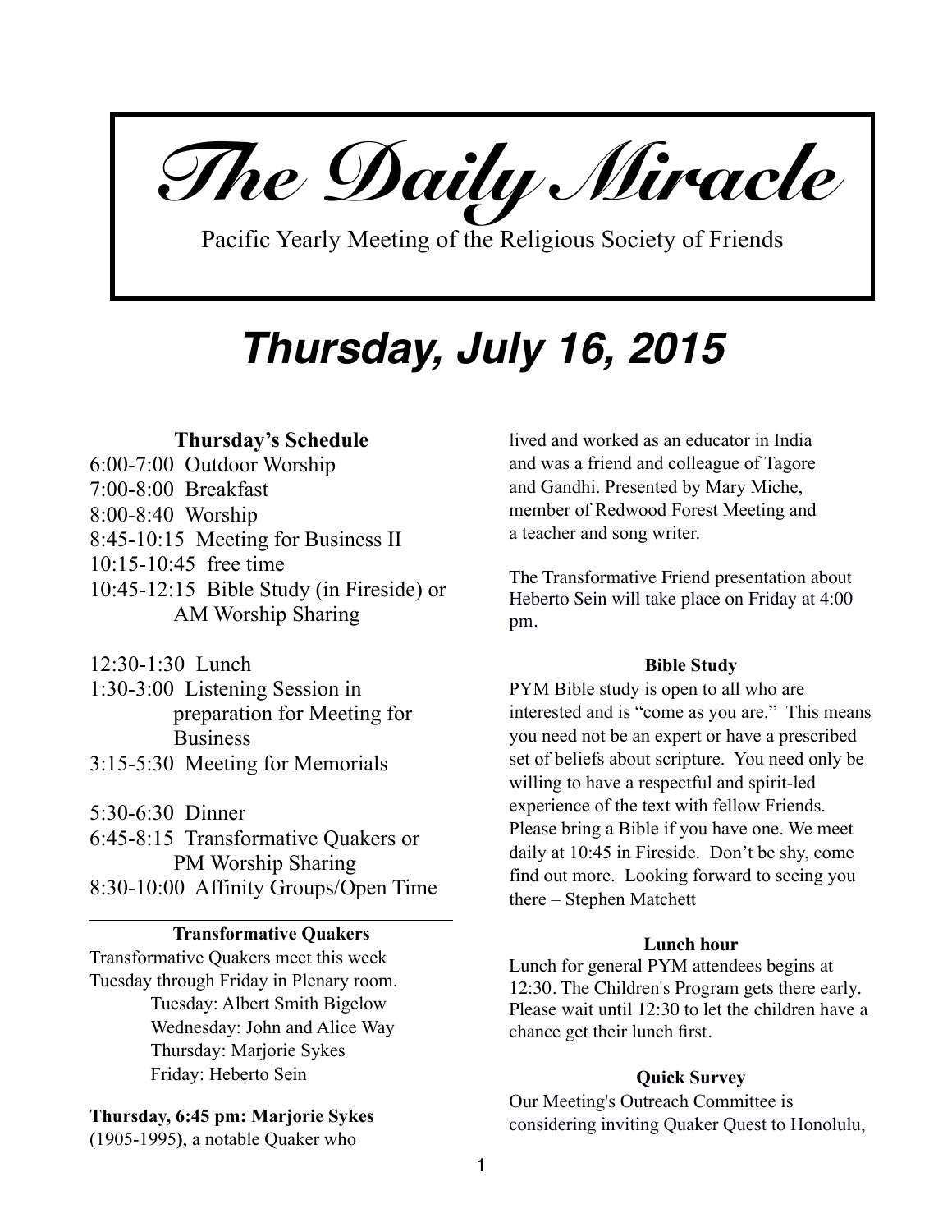# The Daily Miracle

Pacific Yearly Meeting of the Religious Society of Friends

## Thursday, July 16, 2015

### Thursday's Schedule

6:00-7:00 Outdoor Worship
7:00-8:00 Breakfast
8:00-8:40 Worship
8:45-10:15 Meeting for Business II
10:15-10:45 free time
10:45-12:15 Bible Study (in Fireside) or AM Worship Sharing

12:30-1:30 Lunch
1:30-3:00 Listening Session in preparation for Meeting for Business
3:15-5:30 Meeting for Memorials

5:30-6:30 Dinner
6:45-8:15 Transformative Quakers or PM Worship Sharing
8:30-10:00 Affinity Groups/Open Time

---

### Transformative Quakers

Transformative Quakers meet this week Tuesday through Friday in Plenary room.

Tuesday: Albert Smith Bigelow
Wednesday: John and Alice Way
Thursday: Marjorie Sykes
Friday: Heberto Sein

**Thursday, 6:45 pm: Marjorie Sykes** (1905-1995**)**, a notable Quaker who lived and worked as an educator in India and was a friend and colleague of Tagore and Gandhi. Presented by Mary Miche, member of Redwood Forest Meeting and a teacher and song writer.

The Transformative Friend presentation about Heberto Sein will take place on Friday at 4:00 pm.

### Bible Study

PYM Bible study is open to all who are interested and is "come as you are." This means you need not be an expert or have a prescribed set of beliefs about scripture. You need only be willing to have a respectful and spirit-led experience of the text with fellow Friends. Please bring a Bible if you have one. We meet daily at 10:45 in Fireside. Don't be shy, come find out more. Looking forward to seeing you there – Stephen Matchett

### Lunch hour

Lunch for general PYM attendees begins at 12:30. The Children's Program gets there early. Please wait until 12:30 to let the children have a chance get their lunch first.

### Quick Survey

Our Meeting's Outreach Committee is considering inviting Quaker Quest to Honolulu,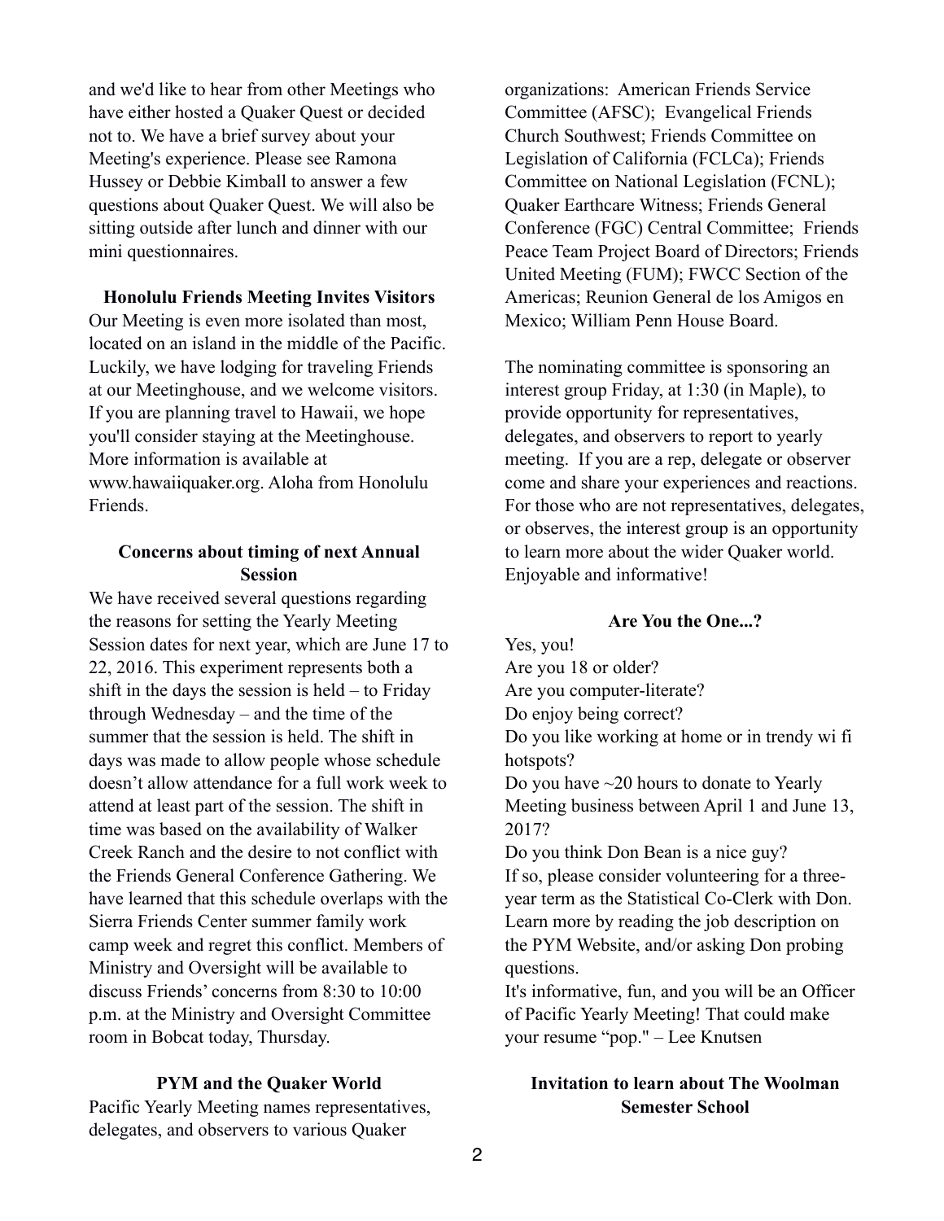and we'd like to hear from other Meetings who have either hosted a Quaker Quest or decided not to. We have a brief survey about your Meeting's experience. Please see Ramona Hussey or Debbie Kimball to answer a few questions about Quaker Quest. We will also be sitting outside after lunch and dinner with our mini questionnaires.

**Honolulu Friends Meeting Invites Visitors**

Our Meeting is even more isolated than most, located on an island in the middle of the Pacific. Luckily, we have lodging for traveling Friends at our Meetinghouse, and we welcome visitors. If you are planning travel to Hawaii, we hope you'll consider staying at the Meetinghouse. More information is available at www.hawaiiquaker.org. Aloha from Honolulu Friends.

**Concerns about timing of next Annual Session**

We have received several questions regarding the reasons for setting the Yearly Meeting Session dates for next year, which are June 17 to 22, 2016. This experiment represents both a shift in the days the session is held – to Friday through Wednesday – and the time of the summer that the session is held. The shift in days was made to allow people whose schedule doesn't allow attendance for a full work week to attend at least part of the session. The shift in time was based on the availability of Walker Creek Ranch and the desire to not conflict with the Friends General Conference Gathering. We have learned that this schedule overlaps with the Sierra Friends Center summer family work camp week and regret this conflict. Members of Ministry and Oversight will be available to discuss Friends' concerns from 8:30 to 10:00 p.m. at the Ministry and Oversight Committee room in Bobcat today, Thursday.

**PYM and the Quaker World**

Pacific Yearly Meeting names representatives, delegates, and observers to various Quaker organizations: American Friends Service Committee (AFSC); Evangelical Friends Church Southwest; Friends Committee on Legislation of California (FCLCa); Friends Committee on National Legislation (FCNL); Quaker Earthcare Witness; Friends General Conference (FGC) Central Committee; Friends Peace Team Project Board of Directors; Friends United Meeting (FUM); FWCC Section of the Americas; Reunion General de los Amigos en Mexico; William Penn House Board.

The nominating committee is sponsoring an interest group Friday, at 1:30 (in Maple), to provide opportunity for representatives, delegates, and observers to report to yearly meeting. If you are a rep, delegate or observer come and share your experiences and reactions. For those who are not representatives, delegates, or observes, the interest group is an opportunity to learn more about the wider Quaker world. Enjoyable and informative!

**Are You the One...?**

Yes, you!
Are you 18 or older?
Are you computer-literate?
Do enjoy being correct?
Do you like working at home or in trendy wi fi hotspots?
Do you have ~20 hours to donate to Yearly Meeting business between April 1 and June 13, 2017?
Do you think Don Bean is a nice guy?
If so, please consider volunteering for a three-year term as the Statistical Co-Clerk with Don. Learn more by reading the job description on the PYM Website, and/or asking Don probing questions.
It's informative, fun, and you will be an Officer of Pacific Yearly Meeting! That could make your resume "pop." – Lee Knutsen

**Invitation to learn about The Woolman Semester School**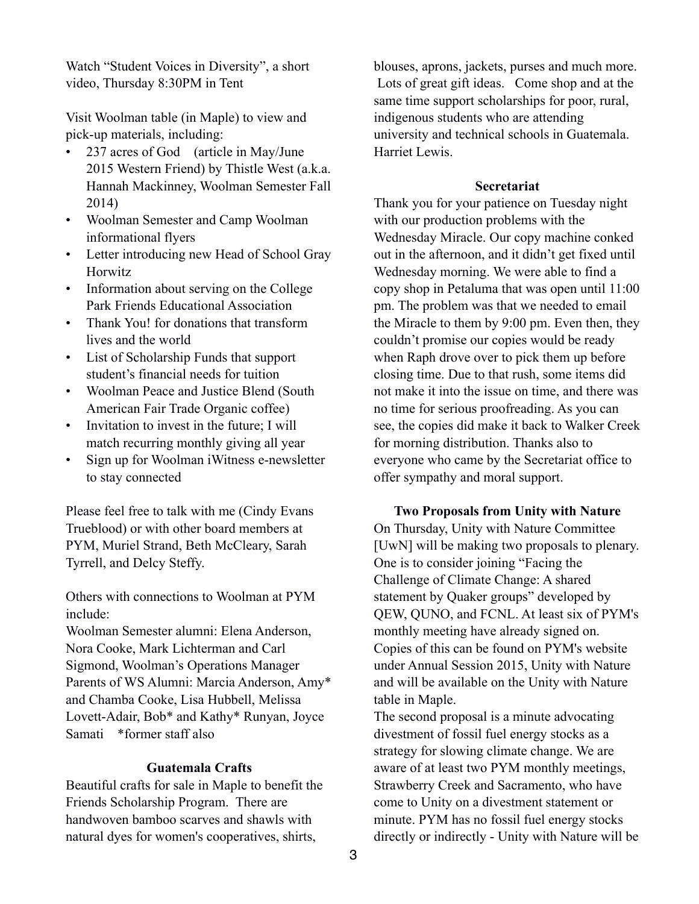Watch “Student Voices in Diversity”, a short video, Thursday 8:30PM in Tent

Visit Woolman table (in Maple) to view and pick-up materials, including:

- 237 acres of God (article in May/June 2015 Western Friend) by Thistle West (a.k.a. Hannah Mackinney, Woolman Semester Fall 2014)
- Woolman Semester and Camp Woolman informational flyers
- Letter introducing new Head of School Gray Horwitz
- Information about serving on the College Park Friends Educational Association
- Thank You! for donations that transform lives and the world
- List of Scholarship Funds that support student’s financial needs for tuition
- Woolman Peace and Justice Blend (South American Fair Trade Organic coffee)
- Invitation to invest in the future; I will match recurring monthly giving all year
- Sign up for Woolman iWitness e-newsletter to stay connected

Please feel free to talk with me (Cindy Evans Trueblood) or with other board members at PYM, Muriel Strand, Beth McCleary, Sarah Tyrrell, and Delcy Steffy.

Others with connections to Woolman at PYM include:
Woolman Semester alumni: Elena Anderson, Nora Cooke, Mark Lichterman and Carl Sigmond, Woolman’s Operations Manager
Parents of WS Alumni: Marcia Anderson, Amy* and Chamba Cooke, Lisa Hubbell, Melissa Lovett-Adair, Bob* and Kathy* Runyan, Joyce Samati *former staff also

**Guatemala Crafts**

Beautiful crafts for sale in Maple to benefit the Friends Scholarship Program. There are handwoven bamboo scarves and shawls with natural dyes for women's cooperatives, shirts, blouses, aprons, jackets, purses and much more. Lots of great gift ideas. Come shop and at the same time support scholarships for poor, rural, indigenous students who are attending university and technical schools in Guatemala. Harriet Lewis.

**Secretariat**

Thank you for your patience on Tuesday night with our production problems with the Wednesday Miracle. Our copy machine conked out in the afternoon, and it didn’t get fixed until Wednesday morning. We were able to find a copy shop in Petaluma that was open until 11:00 pm. The problem was that we needed to email the Miracle to them by 9:00 pm. Even then, they couldn’t promise our copies would be ready when Raph drove over to pick them up before closing time. Due to that rush, some items did not make it into the issue on time, and there was no time for serious proofreading. As you can see, the copies did make it back to Walker Creek for morning distribution. Thanks also to everyone who came by the Secretariat office to offer sympathy and moral support.

**Two Proposals from Unity with Nature**

On Thursday, Unity with Nature Committee [UwN] will be making two proposals to plenary. One is to consider joining “Facing the Challenge of Climate Change: A shared statement by Quaker groups” developed by QEW, QUNO, and FCNL. At least six of PYM's monthly meeting have already signed on. Copies of this can be found on PYM's website under Annual Session 2015, Unity with Nature and will be available on the Unity with Nature table in Maple.

The second proposal is a minute advocating divestment of fossil fuel energy stocks as a strategy for slowing climate change. We are aware of at least two PYM monthly meetings, Strawberry Creek and Sacramento, who have come to Unity on a divestment statement or minute. PYM has no fossil fuel energy stocks directly or indirectly - Unity with Nature will be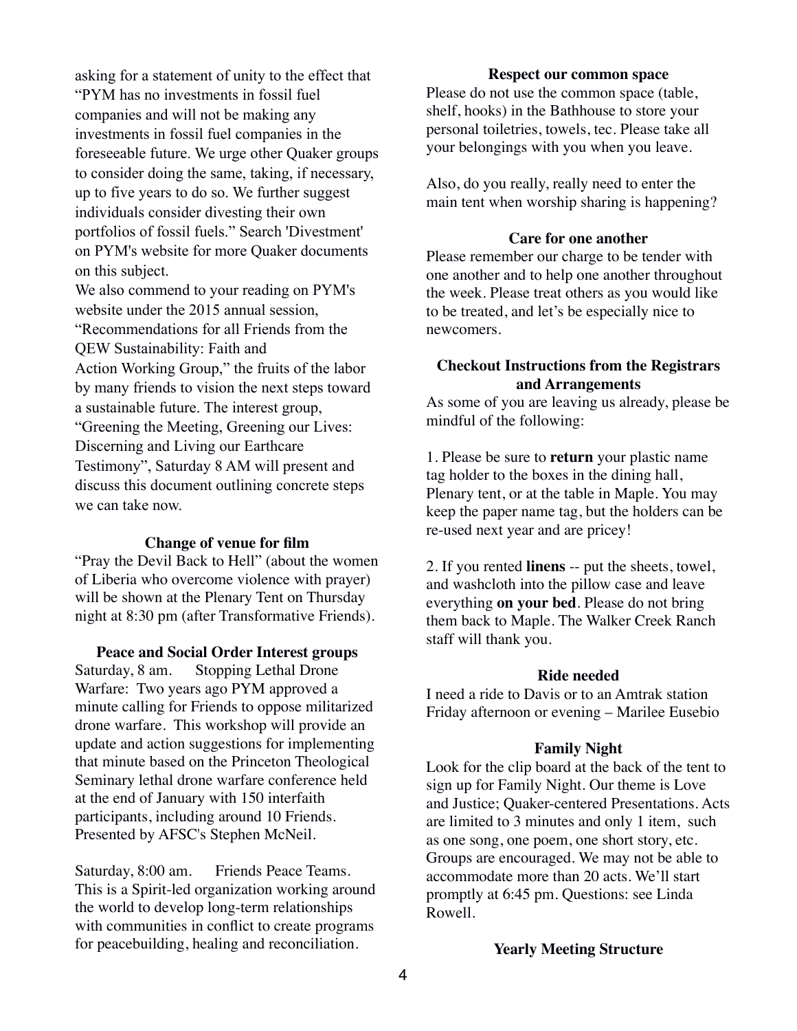asking for a statement of unity to the effect that "PYM has no investments in fossil fuel companies and will not be making any investments in fossil fuel companies in the foreseeable future. We urge other Quaker groups to consider doing the same, taking, if necessary, up to five years to do so. We further suggest individuals consider divesting their own portfolios of fossil fuels." Search 'Divestment' on PYM's website for more Quaker documents on this subject.

We also commend to your reading on PYM's website under the 2015 annual session, "Recommendations for all Friends from the QEW Sustainability: Faith and Action Working Group," the fruits of the labor by many friends to vision the next steps toward a sustainable future. The interest group, "Greening the Meeting, Greening our Lives: Discerning and Living our Earthcare Testimony", Saturday 8 AM will present and discuss this document outlining concrete steps we can take now.

### Change of venue for film

"Pray the Devil Back to Hell" (about the women of Liberia who overcome violence with prayer) will be shown at the Plenary Tent on Thursday night at 8:30 pm (after Transformative Friends).

### Peace and Social Order Interest groups

Saturday, 8 am. Stopping Lethal Drone Warfare: Two years ago PYM approved a minute calling for Friends to oppose militarized drone warfare. This workshop will provide an update and action suggestions for implementing that minute based on the Princeton Theological Seminary lethal drone warfare conference held at the end of January with 150 interfaith participants, including around 10 Friends. Presented by AFSC's Stephen McNeil.

Saturday, 8:00 am. Friends Peace Teams. This is a Spirit-led organization working around the world to develop long-term relationships with communities in conflict to create programs for peacebuilding, healing and reconciliation.

### Respect our common space

Please do not use the common space (table, shelf, hooks) in the Bathhouse to store your personal toiletries, towels, tec. Please take all your belongings with you when you leave.

Also, do you really, really need to enter the main tent when worship sharing is happening?

### Care for one another

Please remember our charge to be tender with one another and to help one another throughout the week. Please treat others as you would like to be treated, and let's be especially nice to newcomers.

### Checkout Instructions from the Registrars and Arrangements

As some of you are leaving us already, please be mindful of the following:

1. Please be sure to **return** your plastic name tag holder to the boxes in the dining hall, Plenary tent, or at the table in Maple. You may keep the paper name tag, but the holders can be re-used next year and are pricey!

2. If you rented **linens** -- put the sheets, towel, and washcloth into the pillow case and leave everything **on your bed**. Please do not bring them back to Maple. The Walker Creek Ranch staff will thank you.

### Ride needed

I need a ride to Davis or to an Amtrak station Friday afternoon or evening – Marilee Eusebio

### Family Night

Look for the clip board at the back of the tent to sign up for Family Night. Our theme is Love and Justice; Quaker-centered Presentations. Acts are limited to 3 minutes and only 1 item, such as one song, one poem, one short story, etc. Groups are encouraged. We may not be able to accommodate more than 20 acts. We'll start promptly at 6:45 pm. Questions: see Linda Rowell.

### Yearly Meeting Structure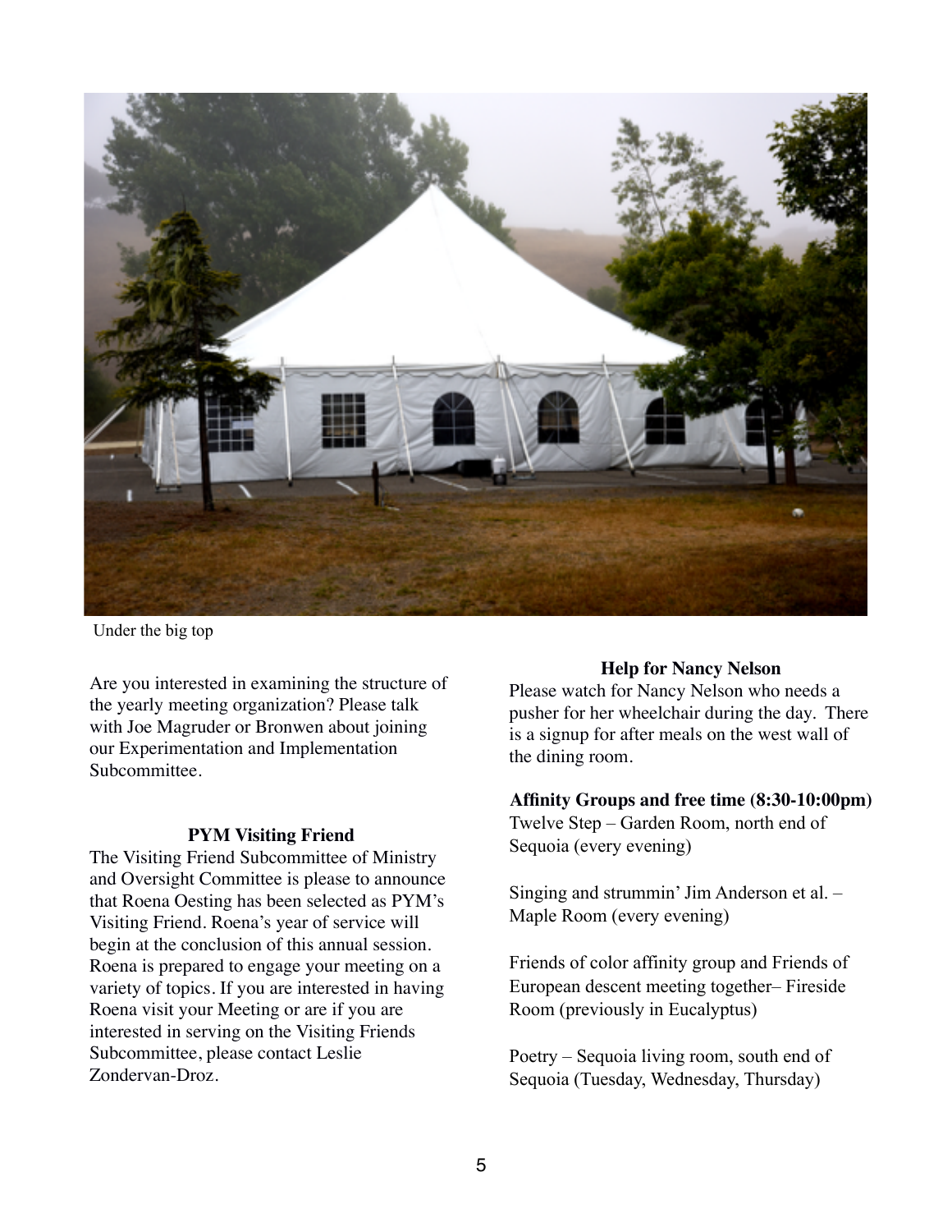Under the big top

Are you interested in examining the structure of the yearly meeting organization? Please talk with Joe Magruder or Bronwen about joining our Experimentation and Implementation Subcommittee.

### PYM Visiting Friend

The Visiting Friend Subcommittee of Ministry and Oversight Committee is please to announce that Roena Oesting has been selected as PYM's Visiting Friend. Roena's year of service will begin at the conclusion of this annual session. Roena is prepared to engage your meeting on a variety of topics. If you are interested in having Roena visit your Meeting or are if you are interested in serving on the Visiting Friends Subcommittee, please contact Leslie Zondervan-Droz.

### Help for Nancy Nelson

Please watch for Nancy Nelson who needs a pusher for her wheelchair during the day. There is a signup for after meals on the west wall of the dining room.

**Affinity Groups and free time (8:30-10:00pm)**

Twelve Step – Garden Room, north end of Sequoia (every evening)

Singing and strummin' Jim Anderson et al. – Maple Room (every evening)

Friends of color affinity group and Friends of European descent meeting together– Fireside Room (previously in Eucalyptus)

Poetry – Sequoia living room, south end of Sequoia (Tuesday, Wednesday, Thursday)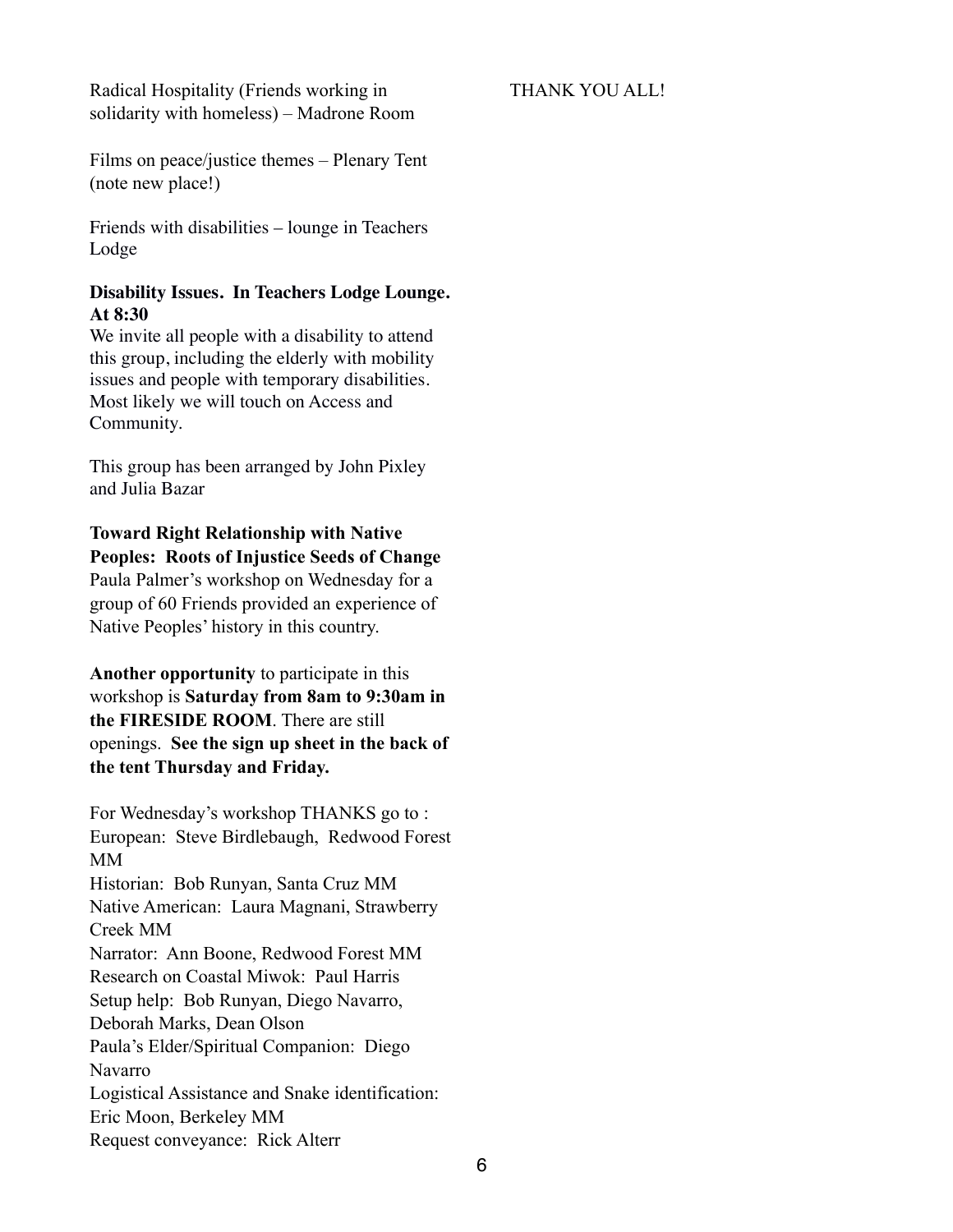Radical Hospitality (Friends working in solidarity with homeless) – Madrone Room

Films on peace/justice themes – Plenary Tent (note new place!)

Friends with disabilities – lounge in Teachers Lodge

**Disability Issues. In Teachers Lodge Lounge. At 8:30**

We invite all people with a disability to attend this group, including the elderly with mobility issues and people with temporary disabilities. Most likely we will touch on Access and Community.

This group has been arranged by John Pixley and Julia Bazar

**Toward Right Relationship with Native Peoples: Roots of Injustice Seeds of Change**

Paula Palmer's workshop on Wednesday for a group of 60 Friends provided an experience of Native Peoples' history in this country.

**Another opportunity** to participate in this workshop is **Saturday from 8am to 9:30am in the FIRESIDE ROOM**. There are still openings. **See the sign up sheet in the back of the tent Thursday and Friday.**

For Wednesday's workshop THANKS go to :

European: Steve Birdlebaugh, Redwood Forest MM

Historian: Bob Runyan, Santa Cruz MM

Native American: Laura Magnani, Strawberry Creek MM

Narrator: Ann Boone, Redwood Forest MM

Research on Coastal Miwok: Paul Harris

Setup help: Bob Runyan, Diego Navarro, Deborah Marks, Dean Olson

Paula's Elder/Spiritual Companion: Diego Navarro

Logistical Assistance and Snake identification: Eric Moon, Berkeley MM

Request conveyance: Rick Alterr

THANK YOU ALL!